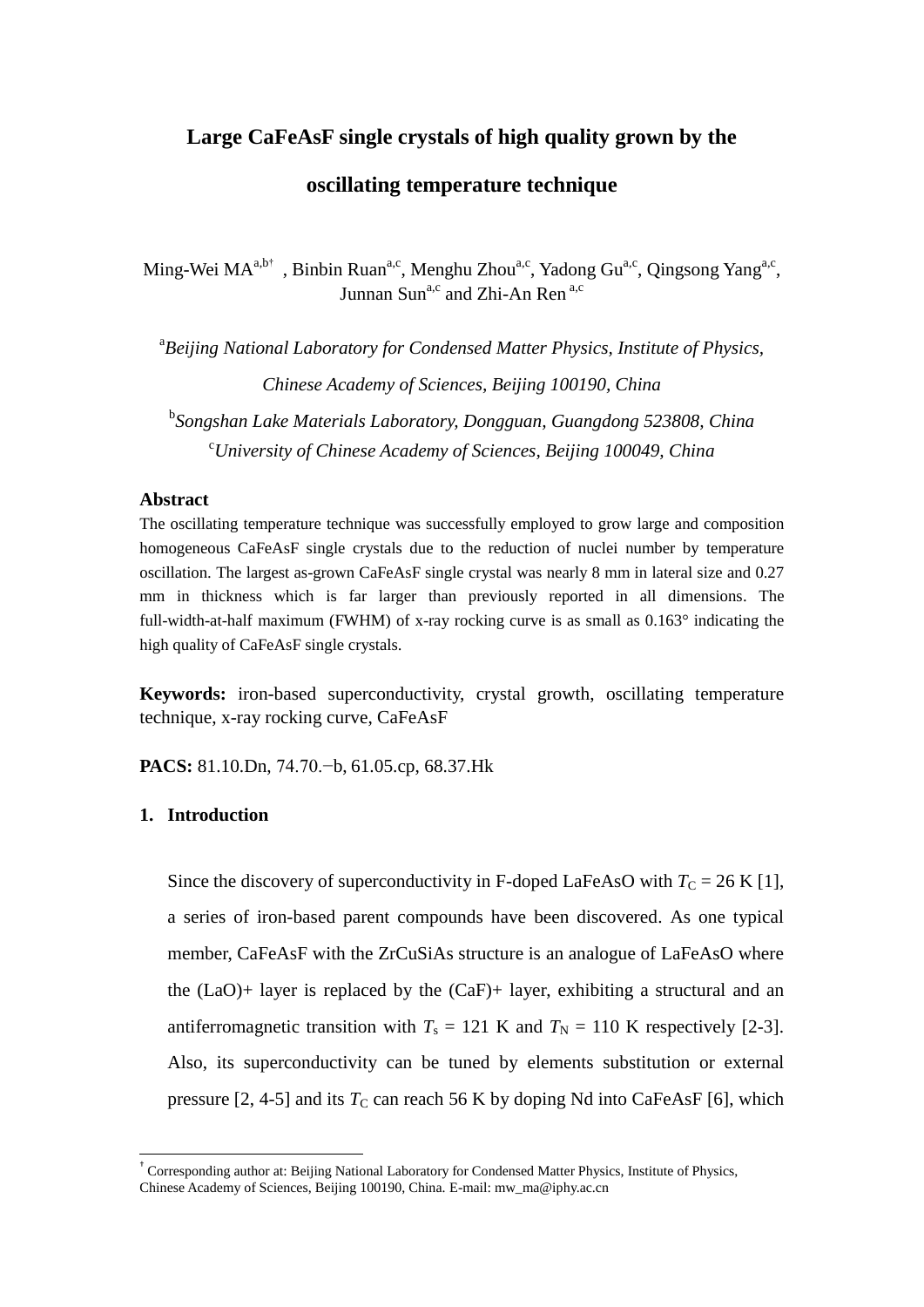# Large CaFeAsF single crystals of high quality grown by the oscillating temperature technique

Ming-Wei MA[a,b†], Binbin Ruan[a,c], Menghu Zhou[a,c], Yadong Gu[a,c], Qingsong Yang[a,c], Junnan Sun[a,c] and Zhi-An Ren[a,c]

[a]*Beijing National Laboratory for Condensed Matter Physics, Institute of Physics, Chinese Academy of Sciences, Beijing 100190, China*

[b]*Songshan Lake Materials Laboratory, Dongguan, Guangdong 523808, China*

[c]*University of Chinese Academy of Sciences, Beijing 100049, China*

## Abstract

The oscillating temperature technique was successfully employed to grow large and composition homogeneous CaFeAsF single crystals due to the reduction of nuclei number by temperature oscillation. The largest as-grown CaFeAsF single crystal was nearly 8 mm in lateral size and 0.27 mm in thickness which is far larger than previously reported in all dimensions. The full-width-at-half maximum (FWHM) of x-ray rocking curve is as small as 0.163° indicating the high quality of CaFeAsF single crystals.

**Keywords:** iron-based superconductivity, crystal growth, oscillating temperature technique, x-ray rocking curve, CaFeAsF

**PACS:** 81.10.Dn, 74.70.−b, 61.05.cp, 68.37.Hk

## 1. Introduction

Since the discovery of superconductivity in F-doped LaFeAsO with $T_C$ = 26 K [1], a series of iron-based parent compounds have been discovered. As one typical member, CaFeAsF with the ZrCuSiAs structure is an analogue of LaFeAsO where the (LaO)+ layer is replaced by the (CaF)+ layer, exhibiting a structural and an antiferromagnetic transition with $T_s$ = 121 K and $T_N$ = 110 K respectively [2-3]. Also, its superconductivity can be tuned by elements substitution or external pressure [2, 4-5] and its $T_C$ can reach 56 K by doping Nd into CaFeAsF [6], which

† Corresponding author at: Beijing National Laboratory for Condensed Matter Physics, Institute of Physics, Chinese Academy of Sciences, Beijing 100190, China. E-mail: mw_ma@iphy.ac.cn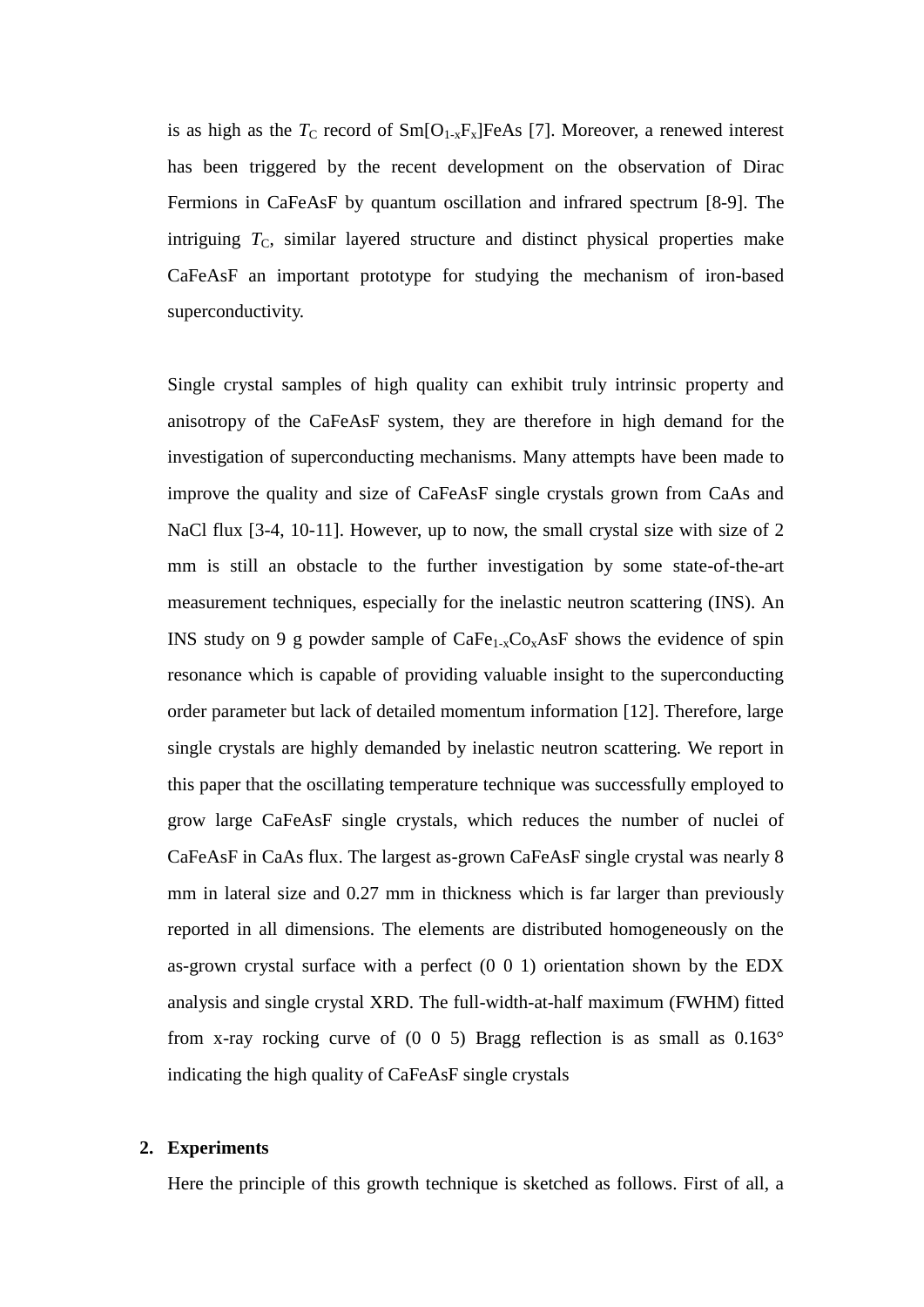is as high as the $T_C$ record of $Sm[O_{1-x}F_x]FeAs$ [7]. Moreover, a renewed interest has been triggered by the recent development on the observation of Dirac Fermions in CaFeAsF by quantum oscillation and infrared spectrum [8-9]. The intriguing $T_C$, similar layered structure and distinct physical properties make CaFeAsF an important prototype for studying the mechanism of iron-based superconductivity.

Single crystal samples of high quality can exhibit truly intrinsic property and anisotropy of the CaFeAsF system, they are therefore in high demand for the investigation of superconducting mechanisms. Many attempts have been made to improve the quality and size of CaFeAsF single crystals grown from CaAs and NaCl flux [3-4, 10-11]. However, up to now, the small crystal size with size of 2 mm is still an obstacle to the further investigation by some state-of-the-art measurement techniques, especially for the inelastic neutron scattering (INS). An INS study on 9 g powder sample of $CaFe_{1-x}Co_xAsF$ shows the evidence of spin resonance which is capable of providing valuable insight to the superconducting order parameter but lack of detailed momentum information [12]. Therefore, large single crystals are highly demanded by inelastic neutron scattering. We report in this paper that the oscillating temperature technique was successfully employed to grow large CaFeAsF single crystals, which reduces the number of nuclei of CaFeAsF in CaAs flux. The largest as-grown CaFeAsF single crystal was nearly 8 mm in lateral size and 0.27 mm in thickness which is far larger than previously reported in all dimensions. The elements are distributed homogeneously on the as-grown crystal surface with a perfect (0 0 1) orientation shown by the EDX analysis and single crystal XRD. The full-width-at-half maximum (FWHM) fitted from x-ray rocking curve of (0 0 5) Bragg reflection is as small as 0.163° indicating the high quality of CaFeAsF single crystals

## 2. Experiments

Here the principle of this growth technique is sketched as follows. First of all, a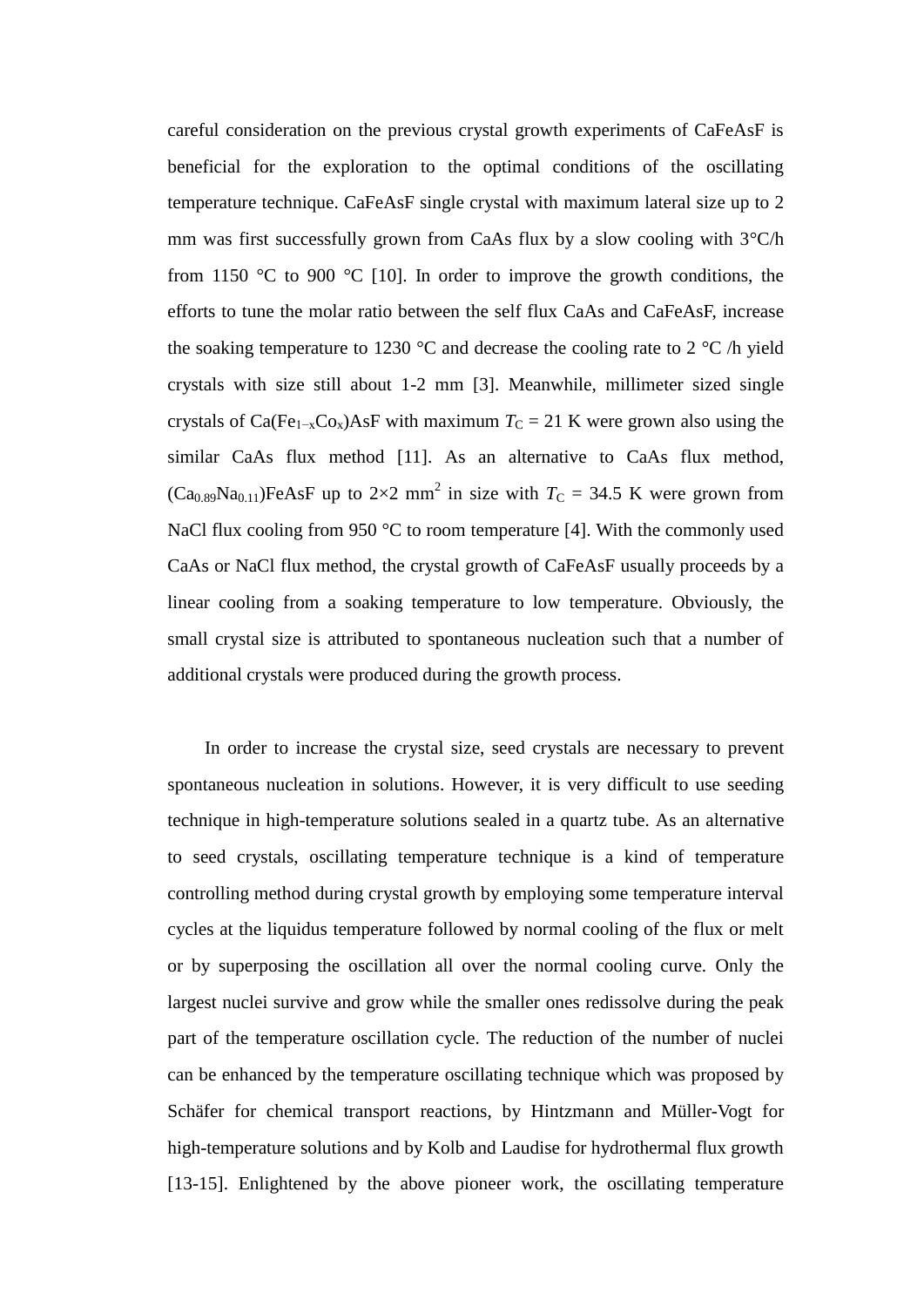careful consideration on the previous crystal growth experiments of CaFeAsF is beneficial for the exploration to the optimal conditions of the oscillating temperature technique. CaFeAsF single crystal with maximum lateral size up to 2 mm was first successfully grown from CaAs flux by a slow cooling with 3°C/h from 1150 °C to 900 °C [10]. In order to improve the growth conditions, the efforts to tune the molar ratio between the self flux CaAs and CaFeAsF, increase the soaking temperature to 1230 °C and decrease the cooling rate to 2 °C /h yield crystals with size still about 1-2 mm [3]. Meanwhile, millimeter sized single crystals of $Ca(Fe_{1-x}Co_x)AsF$ with maximum $T_C$ = 21 K were grown also using the similar CaAs flux method [11]. As an alternative to CaAs flux method, $(Ca_{0.89}Na_{0.11})FeAsF$ up to 2×2 $mm^2$ in size with $T_C$ = 34.5 K were grown from NaCl flux cooling from 950 °C to room temperature [4]. With the commonly used CaAs or NaCl flux method, the crystal growth of CaFeAsF usually proceeds by a linear cooling from a soaking temperature to low temperature. Obviously, the small crystal size is attributed to spontaneous nucleation such that a number of additional crystals were produced during the growth process.

In order to increase the crystal size, seed crystals are necessary to prevent spontaneous nucleation in solutions. However, it is very difficult to use seeding technique in high-temperature solutions sealed in a quartz tube. As an alternative to seed crystals, oscillating temperature technique is a kind of temperature controlling method during crystal growth by employing some temperature interval cycles at the liquidus temperature followed by normal cooling of the flux or melt or by superposing the oscillation all over the normal cooling curve. Only the largest nuclei survive and grow while the smaller ones redissolve during the peak part of the temperature oscillation cycle. The reduction of the number of nuclei can be enhanced by the temperature oscillating technique which was proposed by Schäfer for chemical transport reactions, by Hintzmann and Müller-Vogt for high-temperature solutions and by Kolb and Laudise for hydrothermal flux growth [13-15]. Enlightened by the above pioneer work, the oscillating temperature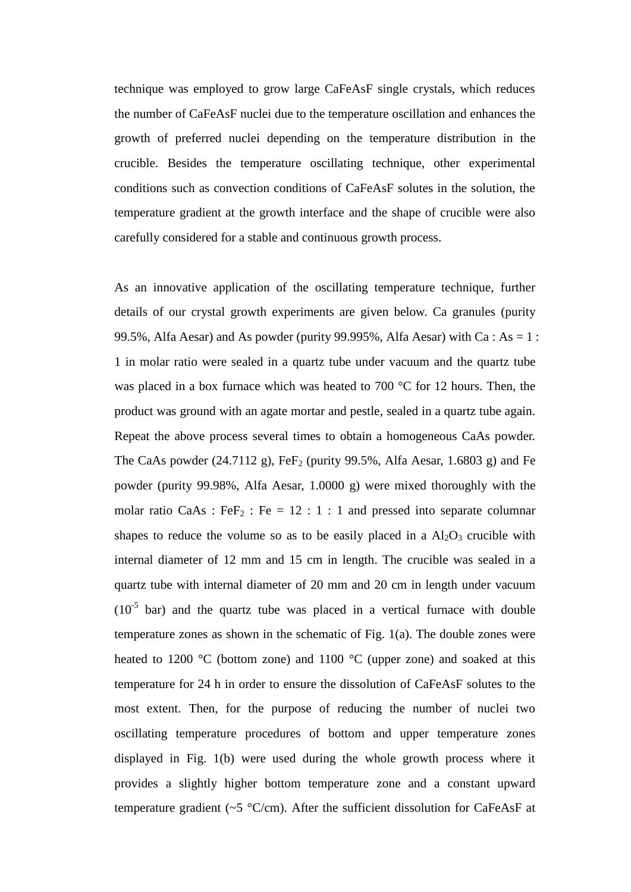technique was employed to grow large CaFeAsF single crystals, which reduces the number of CaFeAsF nuclei due to the temperature oscillation and enhances the growth of preferred nuclei depending on the temperature distribution in the crucible. Besides the temperature oscillating technique, other experimental conditions such as convection conditions of CaFeAsF solutes in the solution, the temperature gradient at the growth interface and the shape of crucible were also carefully considered for a stable and continuous growth process.

As an innovative application of the oscillating temperature technique, further details of our crystal growth experiments are given below. Ca granules (purity 99.5%, Alfa Aesar) and As powder (purity 99.995%, Alfa Aesar) with Ca : As = 1 : 1 in molar ratio were sealed in a quartz tube under vacuum and the quartz tube was placed in a box furnace which was heated to 700 °C for 12 hours. Then, the product was ground with an agate mortar and pestle, sealed in a quartz tube again. Repeat the above process several times to obtain a homogeneous CaAs powder. The CaAs powder (24.7112 g), $FeF_2$ (purity 99.5%, Alfa Aesar, 1.6803 g) and Fe powder (purity 99.98%, Alfa Aesar, 1.0000 g) were mixed thoroughly with the molar ratio CaAs : $FeF_2$ : Fe = 12 : 1 : 1 and pressed into separate columnar shapes to reduce the volume so as to be easily placed in a $Al_2O_3$ crucible with internal diameter of 12 mm and 15 cm in length. The crucible was sealed in a quartz tube with internal diameter of 20 mm and 20 cm in length under vacuum ($10^{-5}$ bar) and the quartz tube was placed in a vertical furnace with double temperature zones as shown in the schematic of Fig. 1(a). The double zones were heated to 1200 °C (bottom zone) and 1100 °C (upper zone) and soaked at this temperature for 24 h in order to ensure the dissolution of CaFeAsF solutes to the most extent. Then, for the purpose of reducing the number of nuclei two oscillating temperature procedures of bottom and upper temperature zones displayed in Fig. 1(b) were used during the whole growth process where it provides a slightly higher bottom temperature zone and a constant upward temperature gradient (~5 °C/cm). After the sufficient dissolution for CaFeAsF at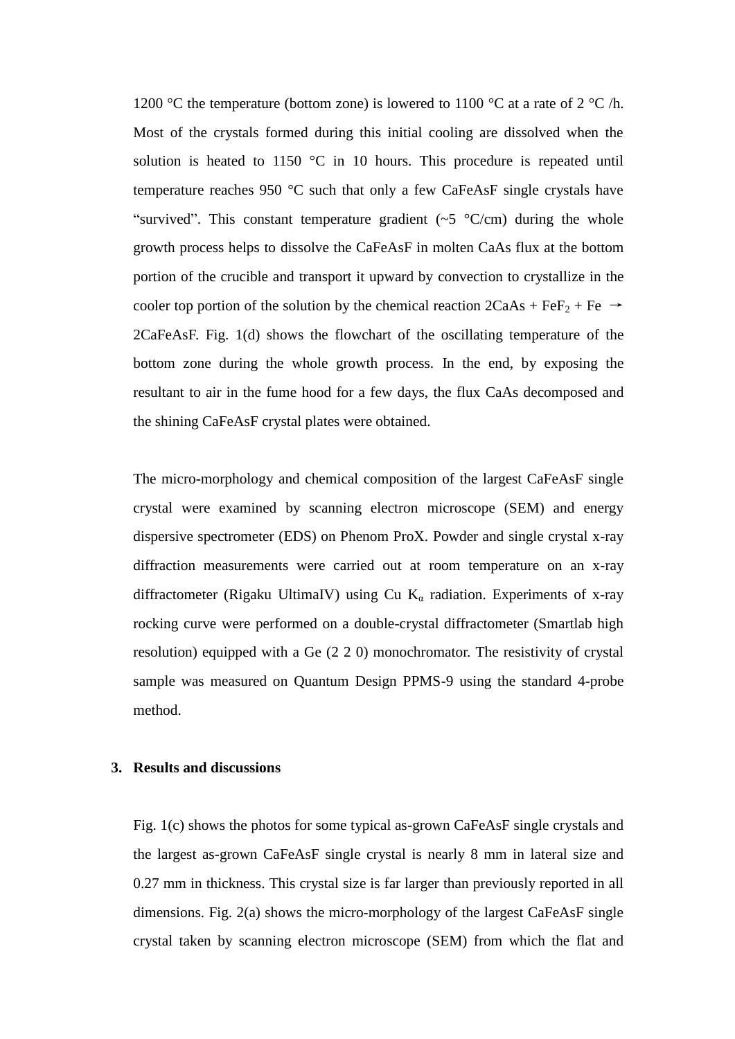1200 °C the temperature (bottom zone) is lowered to 1100 °C at a rate of 2 °C /h. Most of the crystals formed during this initial cooling are dissolved when the solution is heated to 1150 °C in 10 hours. This procedure is repeated until temperature reaches 950 °C such that only a few CaFeAsF single crystals have "survived". This constant temperature gradient (~5 °C/cm) during the whole growth process helps to dissolve the CaFeAsF in molten CaAs flux at the bottom portion of the crucible and transport it upward by convection to crystallize in the cooler top portion of the solution by the chemical reaction 2CaAs + $FeF_2$ + Fe → 2CaFeAsF. Fig. 1(d) shows the flowchart of the oscillating temperature of the bottom zone during the whole growth process. In the end, by exposing the resultant to air in the fume hood for a few days, the flux CaAs decomposed and the shining CaFeAsF crystal plates were obtained.

The micro-morphology and chemical composition of the largest CaFeAsF single crystal were examined by scanning electron microscope (SEM) and energy dispersive spectrometer (EDS) on Phenom ProX. Powder and single crystal x-ray diffraction measurements were carried out at room temperature on an x-ray diffractometer (Rigaku UltimaIV) using Cu $K_{\alpha}$ radiation. Experiments of x-ray rocking curve were performed on a double-crystal diffractometer (Smartlab high resolution) equipped with a Ge (2 2 0) monochromator. The resistivity of crystal sample was measured on Quantum Design PPMS-9 using the standard 4-probe method.

## 3. Results and discussions

Fig. 1(c) shows the photos for some typical as-grown CaFeAsF single crystals and the largest as-grown CaFeAsF single crystal is nearly 8 mm in lateral size and 0.27 mm in thickness. This crystal size is far larger than previously reported in all dimensions. Fig. 2(a) shows the micro-morphology of the largest CaFeAsF single crystal taken by scanning electron microscope (SEM) from which the flat and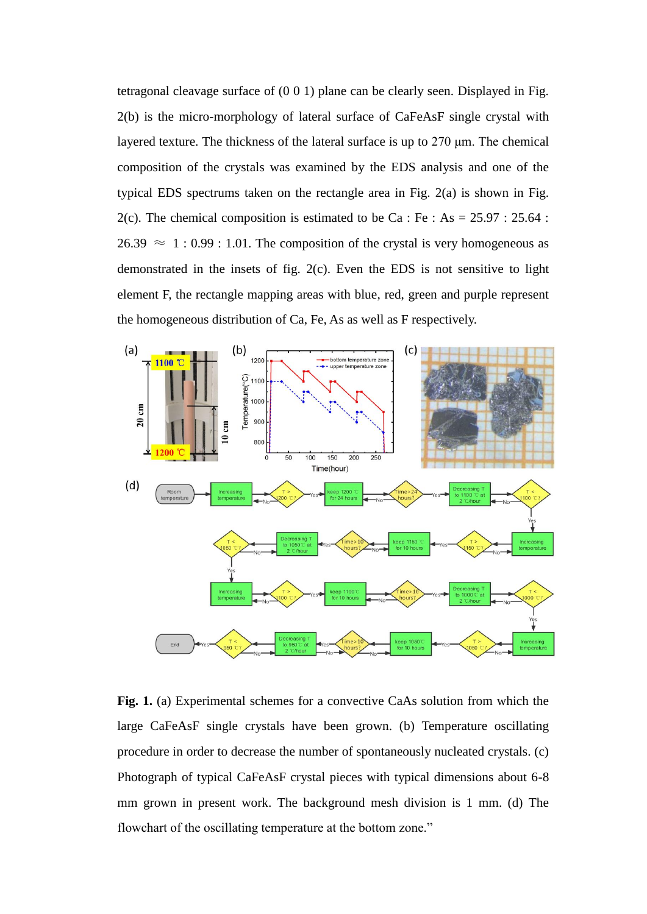tetragonal cleavage surface of (0 0 1) plane can be clearly seen. Displayed in Fig. 2(b) is the micro-morphology of lateral surface of CaFeAsF single crystal with layered texture. The thickness of the lateral surface is up to 270 μm. The chemical composition of the crystals was examined by the EDS analysis and one of the typical EDS spectrums taken on the rectangle area in Fig. 2(a) is shown in Fig. 2(c). The chemical composition is estimated to be Ca : Fe : As = 25.97 : 25.64 : 26.39 ≈ 1 : 0.99 : 1.01. The composition of the crystal is very homogeneous as demonstrated in the insets of fig. 2(c). Even the EDS is not sensitive to light element F, the rectangle mapping areas with blue, red, green and purple represent the homogeneous distribution of Ca, Fe, As as well as F respectively.

**Fig. 1.** (a) Experimental schemes for a convective CaAs solution from which the large CaFeAsF single crystals have been grown. (b) Temperature oscillating procedure in order to decrease the number of spontaneously nucleated crystals. (c) Photograph of typical CaFeAsF crystal pieces with typical dimensions about 6-8 mm grown in present work. The background mesh division is 1 mm. (d) The flowchart of the oscillating temperature at the bottom zone."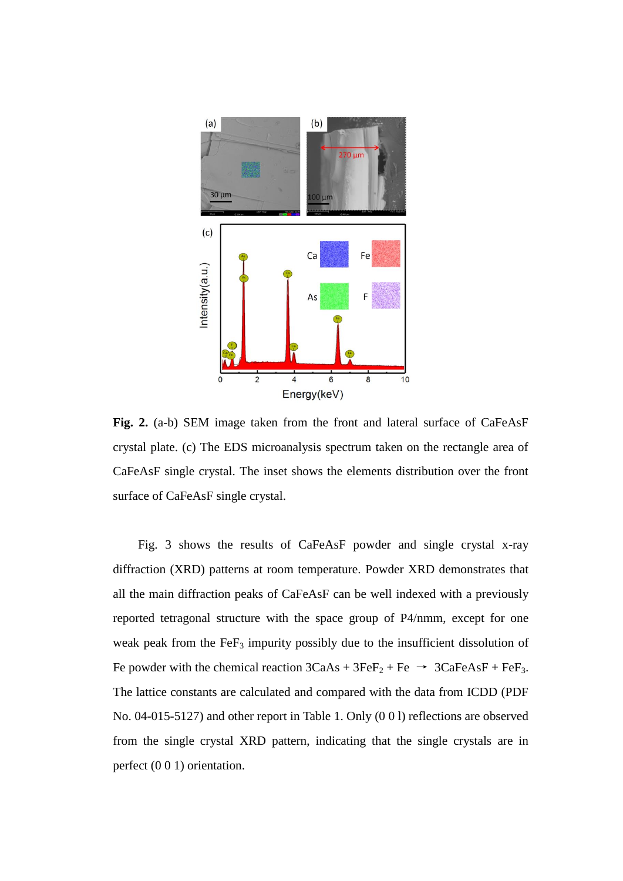**Fig. 2.** (a-b) SEM image taken from the front and lateral surface of CaFeAsF crystal plate. (c) The EDS microanalysis spectrum taken on the rectangle area of CaFeAsF single crystal. The inset shows the elements distribution over the front surface of CaFeAsF single crystal.

Fig. 3 shows the results of CaFeAsF powder and single crystal x-ray diffraction (XRD) patterns at room temperature. Powder XRD demonstrates that all the main diffraction peaks of CaFeAsF can be well indexed with a previously reported tetragonal structure with the space group of P4/nmm, except for one weak peak from the $FeF_3$ impurity possibly due to the insufficient dissolution of Fe powder with the chemical reaction $3CaAs + 3FeF_2 + Fe \rightarrow 3CaFeAsF + FeF_3$. The lattice constants are calculated and compared with the data from ICDD (PDF No. 04-015-5127) and other report in Table 1. Only (0 0 l) reflections are observed from the single crystal XRD pattern, indicating that the single crystals are in perfect (0 0 1) orientation.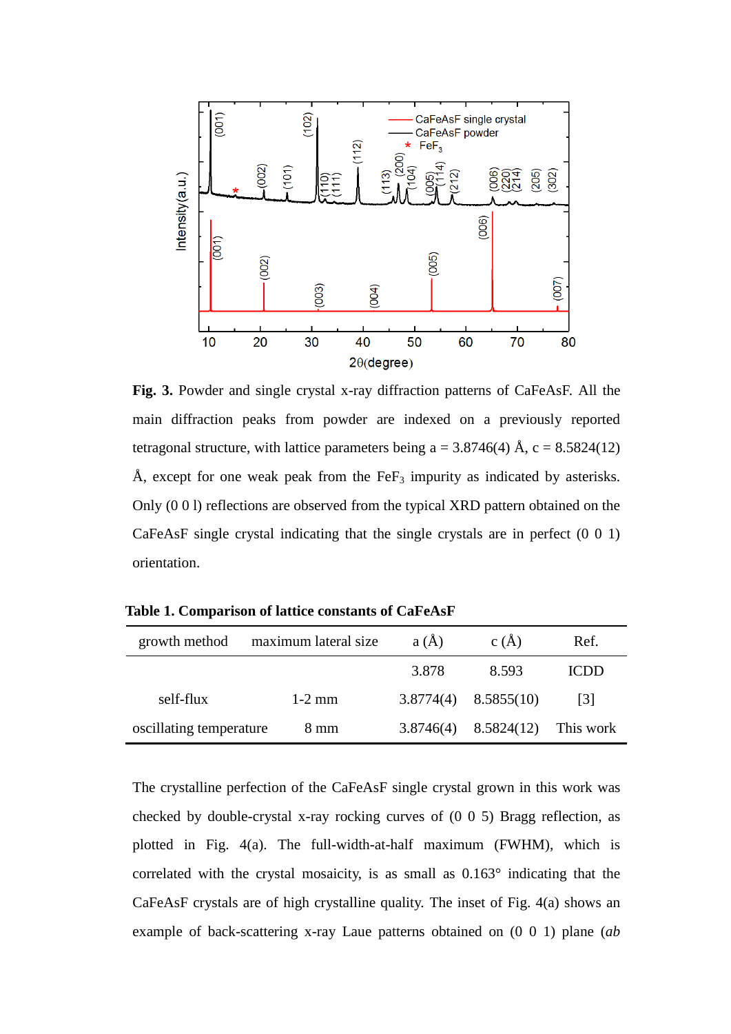**Fig. 3.** Powder and single crystal x-ray diffraction patterns of CaFeAsF. All the main diffraction peaks from powder are indexed on a previously reported tetragonal structure, with lattice parameters being a = 3.8746(4) Å, c = 8.5824(12) Å, except for one weak peak from the $FeF_3$ impurity as indicated by asterisks. Only (0 0 l) reflections are observed from the typical XRD pattern obtained on the CaFeAsF single crystal indicating that the single crystals are in perfect (0 0 1) orientation.

**Table 1. Comparison of lattice constants of CaFeAsF**

| growth method | maximum lateral size | a (Å) | c (Å) | Ref. |
|---|---|---|---|---|
| | | 3.878 | 8.593 | ICDD |
| self-flux | 1-2 mm | 3.8774(4) | 8.5855(10) | [3] |
| oscillating temperature | 8 mm | 3.8746(4) | 8.5824(12) | This work |

The crystalline perfection of the CaFeAsF single crystal grown in this work was checked by double-crystal x-ray rocking curves of (0 0 5) Bragg reflection, as plotted in Fig. 4(a). The full-width-at-half maximum (FWHM), which is correlated with the crystal mosaicity, is as small as 0.163° indicating that the CaFeAsF crystals are of high crystalline quality. The inset of Fig. 4(a) shows an example of back-scattering x-ray Laue patterns obtained on (0 0 1) plane (*ab*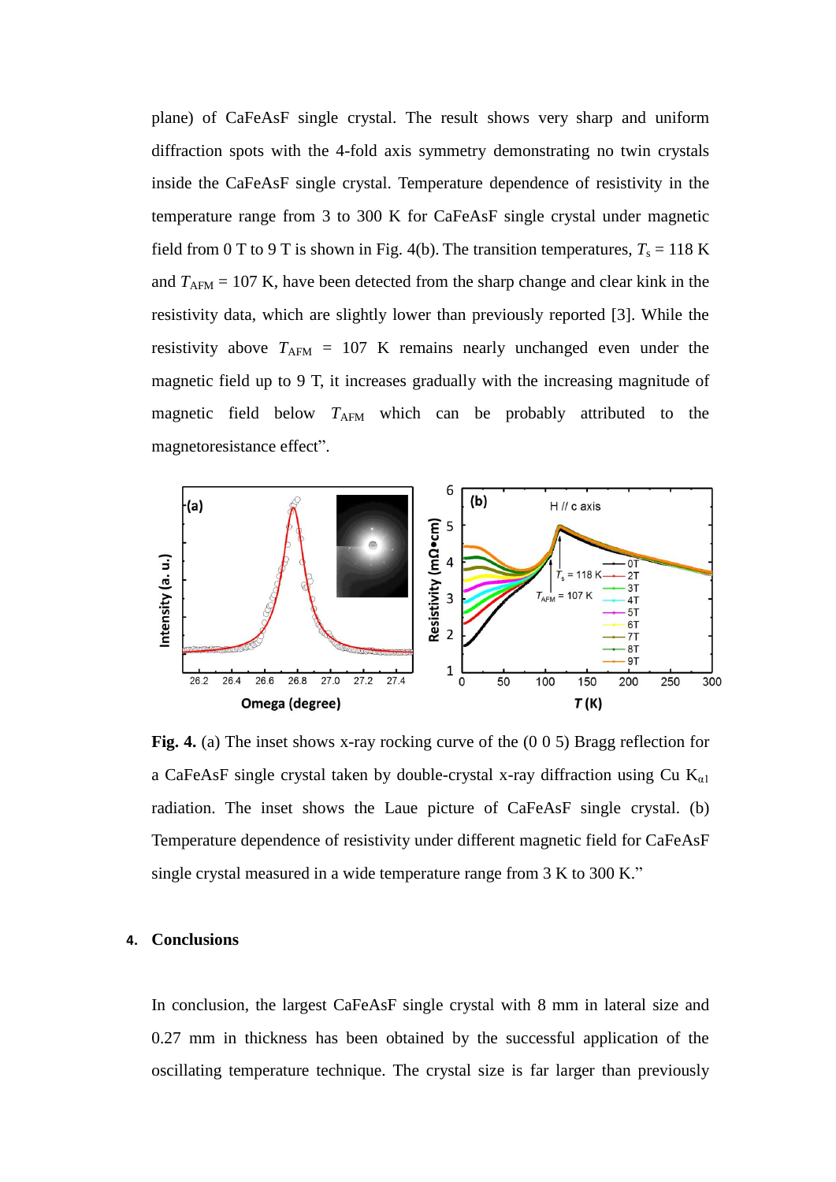plane) of CaFeAsF single crystal. The result shows very sharp and uniform diffraction spots with the 4-fold axis symmetry demonstrating no twin crystals inside the CaFeAsF single crystal. Temperature dependence of resistivity in the temperature range from 3 to 300 K for CaFeAsF single crystal under magnetic field from 0 T to 9 T is shown in Fig. 4(b). The transition temperatures, $T_s$ = 118 K and $T_{AFM}$ = 107 K, have been detected from the sharp change and clear kink in the resistivity data, which are slightly lower than previously reported [3]. While the resistivity above $T_{AFM}$ = 107 K remains nearly unchanged even under the magnetic field up to 9 T, it increases gradually with the increasing magnitude of magnetic field below $T_{AFM}$ which can be probably attributed to the magnetoresistance effect".

**Fig. 4.** (a) The inset shows x-ray rocking curve of the (0 0 5) Bragg reflection for a CaFeAsF single crystal taken by double-crystal x-ray diffraction using Cu $K_{\alpha 1}$ radiation. The inset shows the Laue picture of CaFeAsF single crystal. (b) Temperature dependence of resistivity under different magnetic field for CaFeAsF single crystal measured in a wide temperature range from 3 K to 300 K."

## 4. Conclusions

In conclusion, the largest CaFeAsF single crystal with 8 mm in lateral size and 0.27 mm in thickness has been obtained by the successful application of the oscillating temperature technique. The crystal size is far larger than previously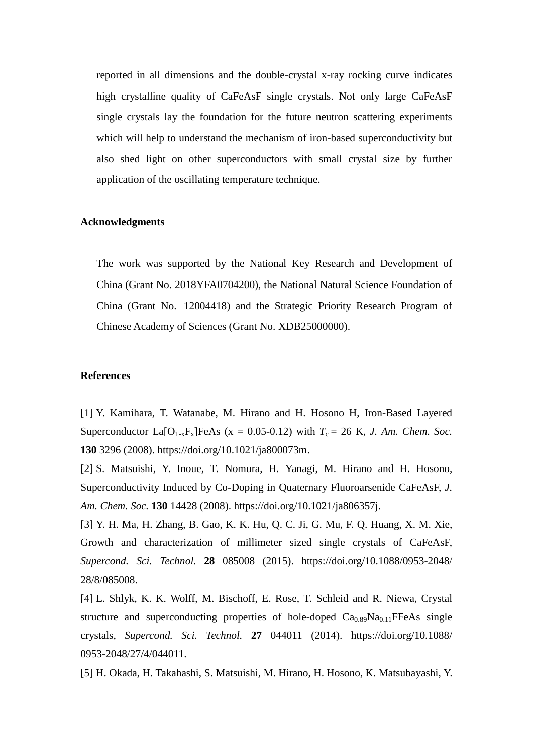reported in all dimensions and the double-crystal x-ray rocking curve indicates high crystalline quality of CaFeAsF single crystals. Not only large CaFeAsF single crystals lay the foundation for the future neutron scattering experiments which will help to understand the mechanism of iron-based superconductivity but also shed light on other superconductors with small crystal size by further application of the oscillating temperature technique.

**Acknowledgments**

The work was supported by the National Key Research and Development of China (Grant No. 2018YFA0704200), the National Natural Science Foundation of China (Grant No. 12004418) and the Strategic Priority Research Program of Chinese Academy of Sciences (Grant No. XDB25000000).

**References**

[1] Y. Kamihara, T. Watanabe, M. Hirano and H. Hosono H, Iron-Based Layered Superconductor La[$O_{1-x}F_x$]FeAs (x = 0.05-0.12) with $T_c$ = 26 K, *J. Am. Chem. Soc.* **130** 3296 (2008). https://doi.org/10.1021/ja800073m.

[2] S. Matsuishi, Y. Inoue, T. Nomura, H. Yanagi, M. Hirano and H. Hosono, Superconductivity Induced by Co-Doping in Quaternary Fluoroarsenide CaFeAsF, *J. Am. Chem. Soc.* **130** 14428 (2008). https://doi.org/10.1021/ja806357j.

[3] Y. H. Ma, H. Zhang, B. Gao, K. K. Hu, Q. C. Ji, G. Mu, F. Q. Huang, X. M. Xie, Growth and characterization of millimeter sized single crystals of CaFeAsF, *Supercond. Sci. Technol.* **28** 085008 (2015). https://doi.org/10.1088/0953-2048/28/8/085008.

[4] L. Shlyk, K. K. Wolff, M. Bischoff, E. Rose, T. Schleid and R. Niewa, Crystal structure and superconducting properties of hole-doped $Ca_{0.89}Na_{0.11}$FFeAs single crystals, *Supercond. Sci. Technol.* **27** 044011 (2014). https://doi.org/10.1088/0953-2048/27/4/044011.

[5] H. Okada, H. Takahashi, S. Matsuishi, M. Hirano, H. Hosono, K. Matsubayashi, Y.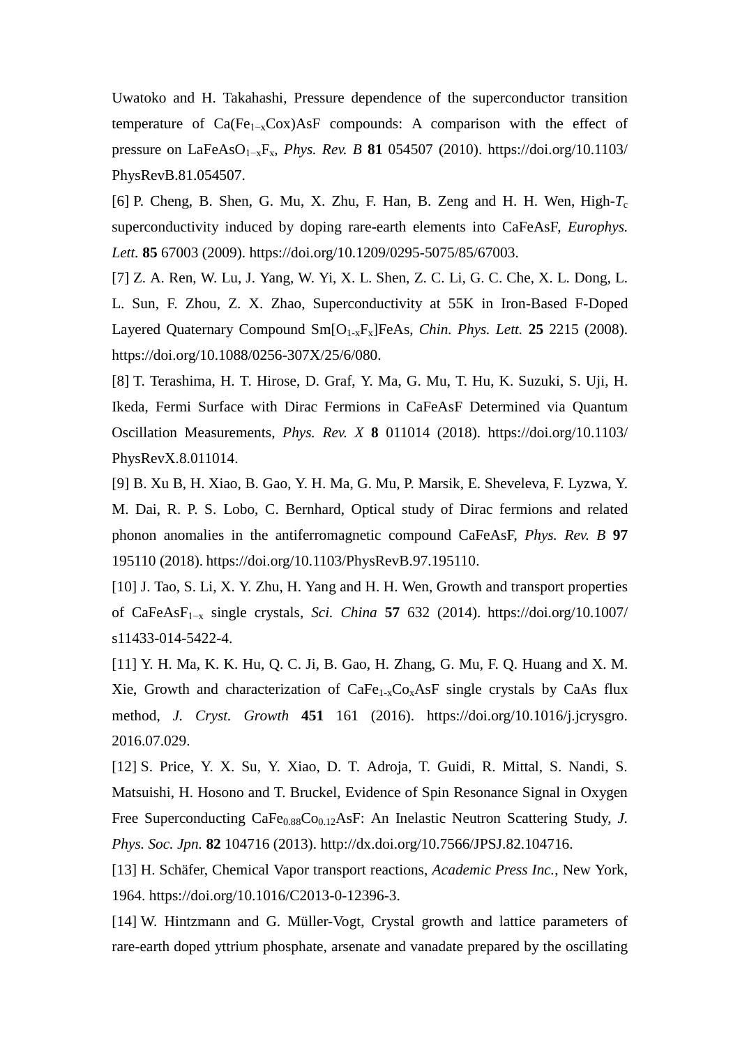Uwatoko and H. Takahashi, Pressure dependence of the superconductor transition temperature of Ca($Fe_{1-x}$Cox)AsF compounds: A comparison with the effect of pressure on $LaFeAsO_{1-x}F_x$, *Phys. Rev. B* **81** 054507 (2010). https://doi.org/10.1103/PhysRevB.81.054507.

[6] P. Cheng, B. Shen, G. Mu, X. Zhu, F. Han, B. Zeng and H. H. Wen, High-$T_c$ superconductivity induced by doping rare-earth elements into CaFeAsF, *Europhys. Lett.* **85** 67003 (2009). https://doi.org/10.1209/0295-5075/85/67003.

[7] Z. A. Ren, W. Lu, J. Yang, W. Yi, X. L. Shen, Z. C. Li, G. C. Che, X. L. Dong, L. L. Sun, F. Zhou, Z. X. Zhao, Superconductivity at 55K in Iron-Based F-Doped Layered Quaternary Compound Sm[$O_{1-x}F_x$]FeAs, *Chin. Phys. Lett.* **25** 2215 (2008). https://doi.org/10.1088/0256-307X/25/6/080.

[8] T. Terashima, H. T. Hirose, D. Graf, Y. Ma, G. Mu, T. Hu, K. Suzuki, S. Uji, H. Ikeda, Fermi Surface with Dirac Fermions in CaFeAsF Determined via Quantum Oscillation Measurements, *Phys. Rev. X* **8** 011014 (2018). https://doi.org/10.1103/PhysRevX.8.011014.

[9] B. Xu B, H. Xiao, B. Gao, Y. H. Ma, G. Mu, P. Marsik, E. Sheveleva, F. Lyzwa, Y. M. Dai, R. P. S. Lobo, C. Bernhard, Optical study of Dirac fermions and related phonon anomalies in the antiferromagnetic compound CaFeAsF, *Phys. Rev. B* **97** 195110 (2018). https://doi.org/10.1103/PhysRevB.97.195110.

[10] J. Tao, S. Li, X. Y. Zhu, H. Yang and H. H. Wen, Growth and transport properties of $CaFeAsF_{1-x}$ single crystals, *Sci. China* **57** 632 (2014). https://doi.org/10.1007/s11433-014-5422-4.

[11] Y. H. Ma, K. K. Hu, Q. C. Ji, B. Gao, H. Zhang, G. Mu, F. Q. Huang and X. M. Xie, Growth and characterization of $CaFe_{1-x}Co_xAsF$ single crystals by CaAs flux method, *J. Cryst. Growth* **451** 161 (2016). https://doi.org/10.1016/j.jcrysgro.2016.07.029.

[12] S. Price, Y. X. Su, Y. Xiao, D. T. Adroja, T. Guidi, R. Mittal, S. Nandi, S. Matsuishi, H. Hosono and T. Bruckel, Evidence of Spin Resonance Signal in Oxygen Free Superconducting $CaFe_{0.88}Co_{0.12}AsF$: An Inelastic Neutron Scattering Study, *J. Phys. Soc. Jpn.* **82** 104716 (2013). http://dx.doi.org/10.7566/JPSJ.82.104716.

[13] H. Schäfer, Chemical Vapor transport reactions, *Academic Press Inc.*, New York, 1964. https://doi.org/10.1016/C2013-0-12396-3.

[14] W. Hintzmann and G. Müller-Vogt, Crystal growth and lattice parameters of rare-earth doped yttrium phosphate, arsenate and vanadate prepared by the oscillating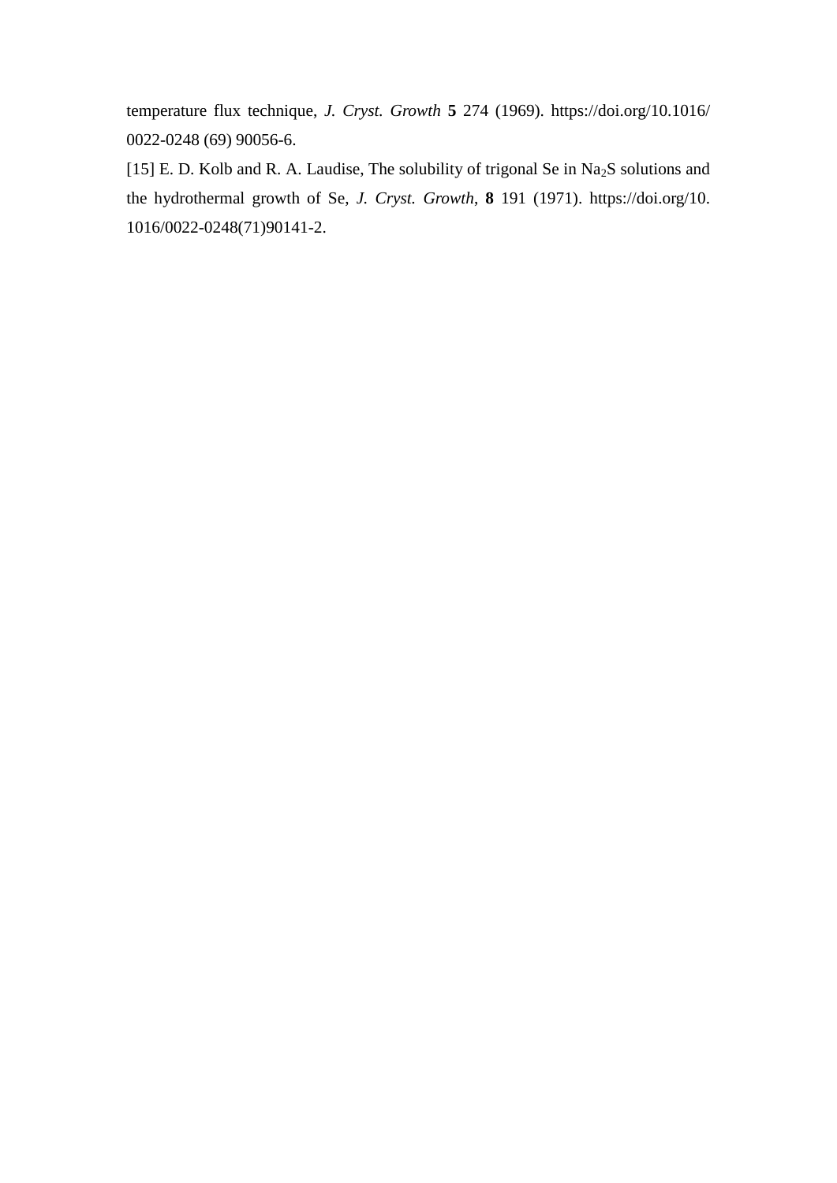temperature flux technique, *J. Cryst. Growth* **5** 274 (1969). https://doi.org/10.1016/0022-0248 (69) 90056-6.

[15] E. D. Kolb and R. A. Laudise, The solubility of trigonal Se in $Na_2S$ solutions and the hydrothermal growth of Se, *J. Cryst. Growth*, **8** 191 (1971). https://doi.org/10.1016/0022-0248(71)90141-2.